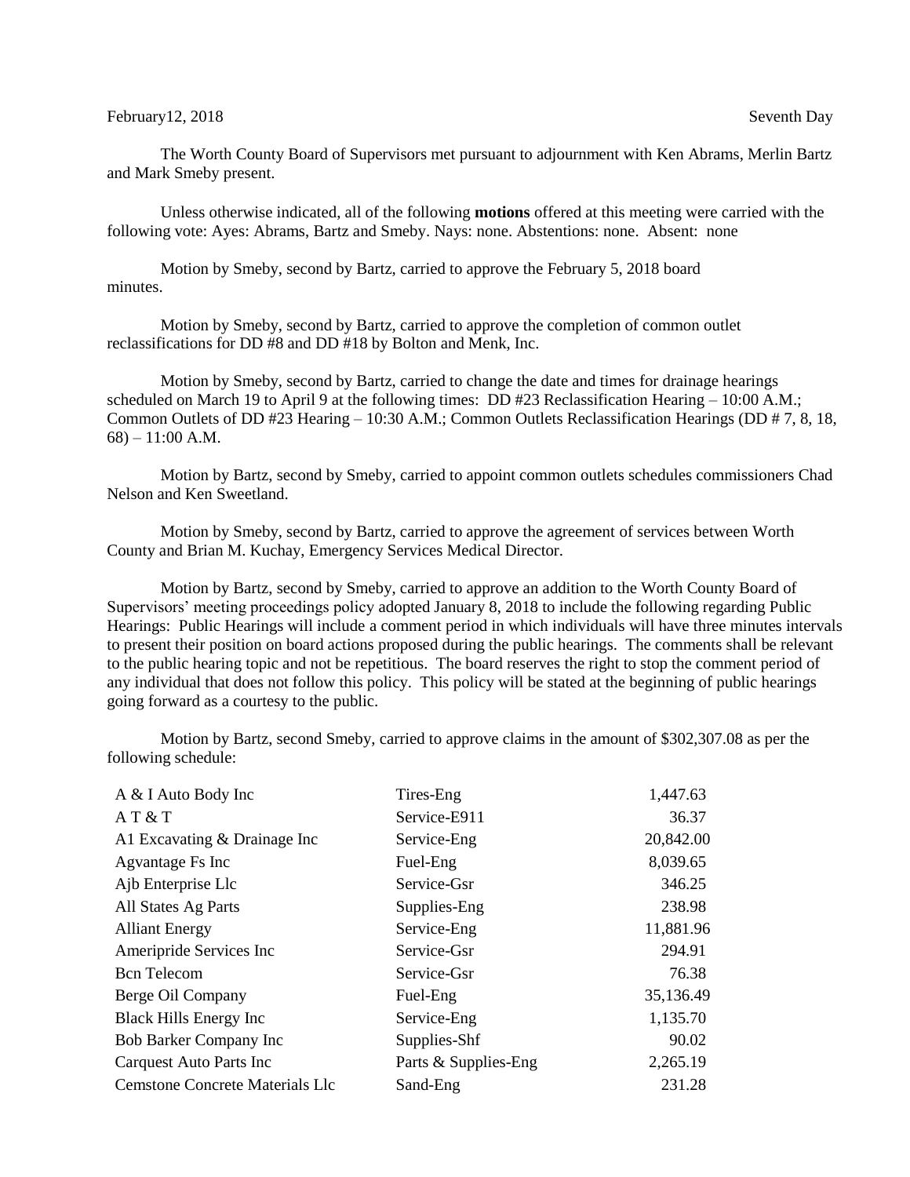February12, 2018 Seventh Day

The Worth County Board of Supervisors met pursuant to adjournment with Ken Abrams, Merlin Bartz and Mark Smeby present.

Unless otherwise indicated, all of the following **motions** offered at this meeting were carried with the following vote: Ayes: Abrams, Bartz and Smeby. Nays: none. Abstentions: none. Absent: none

Motion by Smeby, second by Bartz, carried to approve the February 5, 2018 board minutes.

Motion by Smeby, second by Bartz, carried to approve the completion of common outlet reclassifications for DD #8 and DD #18 by Bolton and Menk, Inc.

Motion by Smeby, second by Bartz, carried to change the date and times for drainage hearings scheduled on March 19 to April 9 at the following times: DD #23 Reclassification Hearing – 10:00 A.M.; Common Outlets of DD #23 Hearing – 10:30 A.M.; Common Outlets Reclassification Hearings (DD # 7, 8, 18, 68) – 11:00 A.M.

Motion by Bartz, second by Smeby, carried to appoint common outlets schedules commissioners Chad Nelson and Ken Sweetland.

Motion by Smeby, second by Bartz, carried to approve the agreement of services between Worth County and Brian M. Kuchay, Emergency Services Medical Director.

Motion by Bartz, second by Smeby, carried to approve an addition to the Worth County Board of Supervisors' meeting proceedings policy adopted January 8, 2018 to include the following regarding Public Hearings: Public Hearings will include a comment period in which individuals will have three minutes intervals to present their position on board actions proposed during the public hearings. The comments shall be relevant to the public hearing topic and not be repetitious. The board reserves the right to stop the comment period of any individual that does not follow this policy. This policy will be stated at the beginning of public hearings going forward as a courtesy to the public.

Motion by Bartz, second Smeby, carried to approve claims in the amount of $302,307.08 as per the following schedule:

| | | |
|---|---|---|
| A & I Auto Body Inc | Tires-Eng | 1,447.63 |
| A T & T | Service-E911 | 36.37 |
| A1 Excavating & Drainage Inc | Service-Eng | 20,842.00 |
| Agvantage Fs Inc | Fuel-Eng | 8,039.65 |
| Ajb Enterprise Llc | Service-Gsr | 346.25 |
| All States Ag Parts | Supplies-Eng | 238.98 |
| Alliant Energy | Service-Eng | 11,881.96 |
| Ameripride Services Inc | Service-Gsr | 294.91 |
| Bcn Telecom | Service-Gsr | 76.38 |
| Berge Oil Company | Fuel-Eng | 35,136.49 |
| Black Hills Energy Inc | Service-Eng | 1,135.70 |
| Bob Barker Company Inc | Supplies-Shf | 90.02 |
| Carquest Auto Parts Inc | Parts & Supplies-Eng | 2,265.19 |
| Cemstone Concrete Materials Llc | Sand-Eng | 231.28 |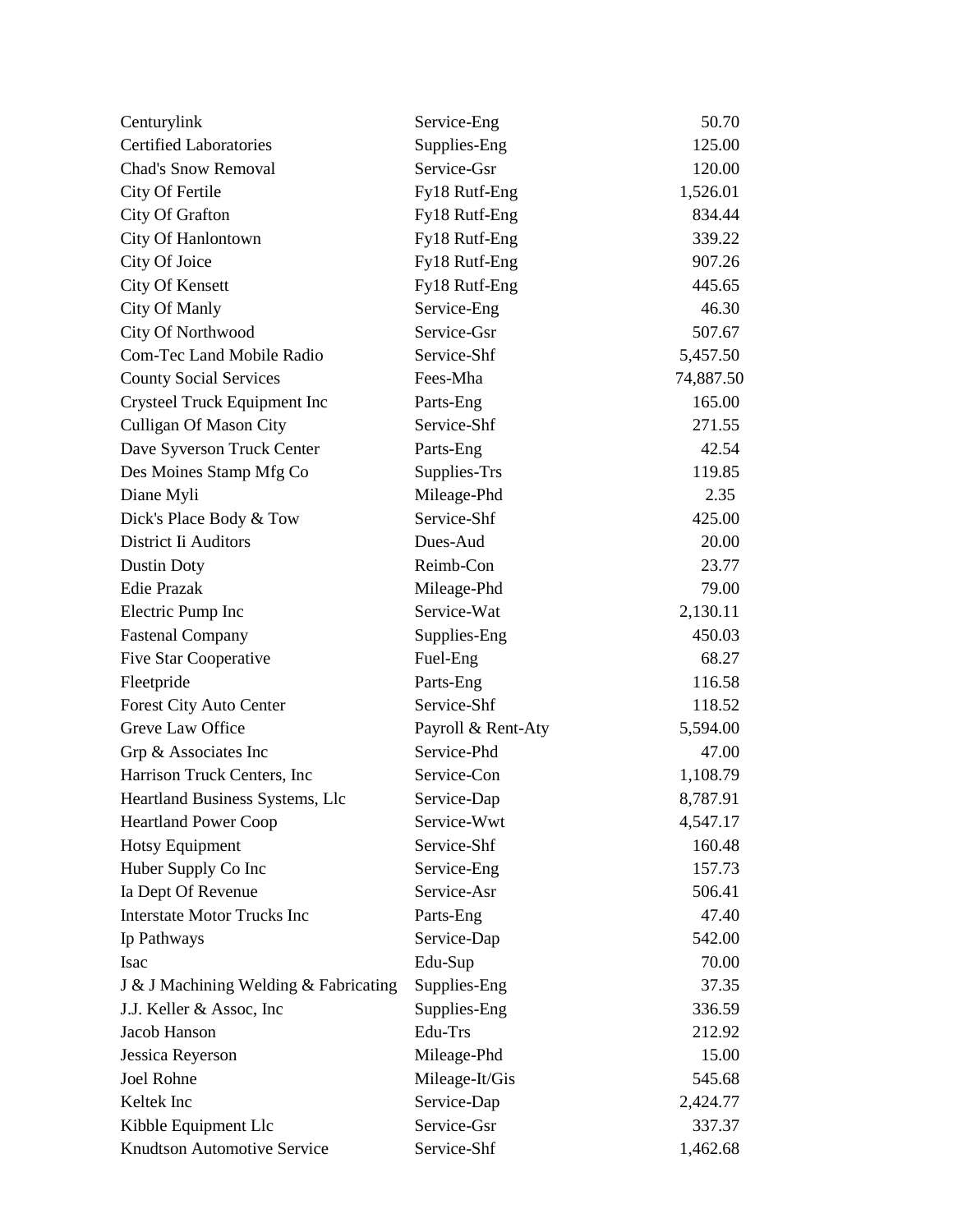| | | |
|---|---|---|
| Centurylink | Service-Eng | 50.70 |
| Certified Laboratories | Supplies-Eng | 125.00 |
| Chad's Snow Removal | Service-Gsr | 120.00 |
| City Of Fertile | Fy18 Rutf-Eng | 1,526.01 |
| City Of Grafton | Fy18 Rutf-Eng | 834.44 |
| City Of Hanlontown | Fy18 Rutf-Eng | 339.22 |
| City Of Joice | Fy18 Rutf-Eng | 907.26 |
| City Of Kensett | Fy18 Rutf-Eng | 445.65 |
| City Of Manly | Service-Eng | 46.30 |
| City Of Northwood | Service-Gsr | 507.67 |
| Com-Tec Land Mobile Radio | Service-Shf | 5,457.50 |
| County Social Services | Fees-Mha | 74,887.50 |
| Crysteel Truck Equipment Inc | Parts-Eng | 165.00 |
| Culligan Of Mason City | Service-Shf | 271.55 |
| Dave Syverson Truck Center | Parts-Eng | 42.54 |
| Des Moines Stamp Mfg Co | Supplies-Trs | 119.85 |
| Diane Myli | Mileage-Phd | 2.35 |
| Dick's Place Body & Tow | Service-Shf | 425.00 |
| District Ii Auditors | Dues-Aud | 20.00 |
| Dustin Doty | Reimb-Con | 23.77 |
| Edie Prazak | Mileage-Phd | 79.00 |
| Electric Pump Inc | Service-Wat | 2,130.11 |
| Fastenal Company | Supplies-Eng | 450.03 |
| Five Star Cooperative | Fuel-Eng | 68.27 |
| Fleetpride | Parts-Eng | 116.58 |
| Forest City Auto Center | Service-Shf | 118.52 |
| Greve Law Office | Payroll & Rent-Aty | 5,594.00 |
| Grp & Associates Inc | Service-Phd | 47.00 |
| Harrison Truck Centers, Inc | Service-Con | 1,108.79 |
| Heartland Business Systems, Llc | Service-Dap | 8,787.91 |
| Heartland Power Coop | Service-Wwt | 4,547.17 |
| Hotsy Equipment | Service-Shf | 160.48 |
| Huber Supply Co Inc | Service-Eng | 157.73 |
| Ia Dept Of Revenue | Service-Asr | 506.41 |
| Interstate Motor Trucks Inc | Parts-Eng | 47.40 |
| Ip Pathways | Service-Dap | 542.00 |
| Isac | Edu-Sup | 70.00 |
| J & J Machining Welding & Fabricating | Supplies-Eng | 37.35 |
| J.J. Keller & Assoc, Inc | Supplies-Eng | 336.59 |
| Jacob Hanson | Edu-Trs | 212.92 |
| Jessica Reyerson | Mileage-Phd | 15.00 |
| Joel Rohne | Mileage-It/Gis | 545.68 |
| Keltek Inc | Service-Dap | 2,424.77 |
| Kibble Equipment Llc | Service-Gsr | 337.37 |
| Knudtson Automotive Service | Service-Shf | 1,462.68 |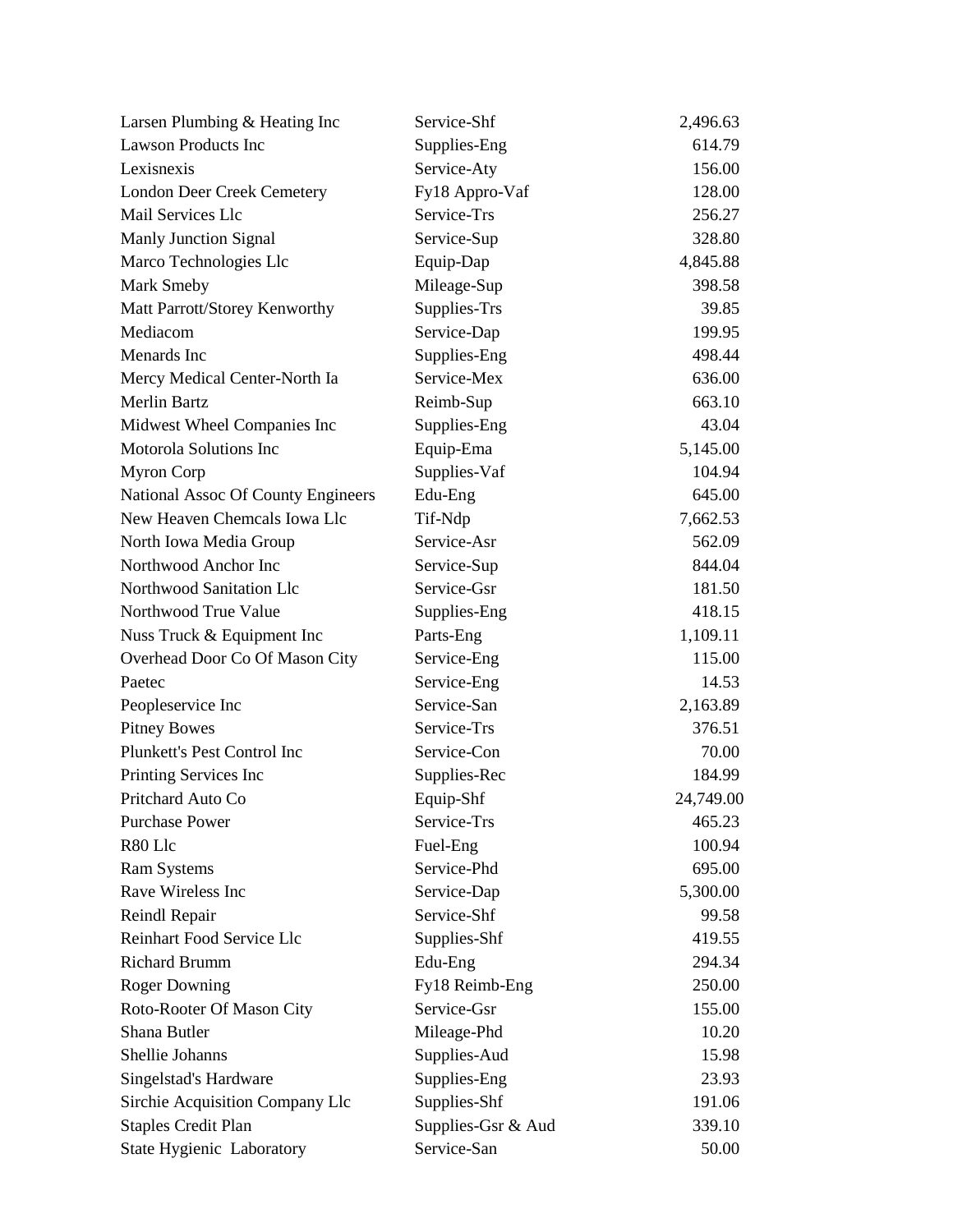| | | |
|---|---|---|
| Larsen Plumbing & Heating Inc | Service-Shf | 2,496.63 |
| Lawson Products Inc | Supplies-Eng | 614.79 |
| Lexisnexis | Service-Aty | 156.00 |
| London Deer Creek Cemetery | Fy18 Appro-Vaf | 128.00 |
| Mail Services Llc | Service-Trs | 256.27 |
| Manly Junction Signal | Service-Sup | 328.80 |
| Marco Technologies Llc | Equip-Dap | 4,845.88 |
| Mark Smeby | Mileage-Sup | 398.58 |
| Matt Parrott/Storey Kenworthy | Supplies-Trs | 39.85 |
| Mediacom | Service-Dap | 199.95 |
| Menards Inc | Supplies-Eng | 498.44 |
| Mercy Medical Center-North Ia | Service-Mex | 636.00 |
| Merlin Bartz | Reimb-Sup | 663.10 |
| Midwest Wheel Companies Inc | Supplies-Eng | 43.04 |
| Motorola Solutions Inc | Equip-Ema | 5,145.00 |
| Myron Corp | Supplies-Vaf | 104.94 |
| National Assoc Of County Engineers | Edu-Eng | 645.00 |
| New Heaven Chemcals Iowa Llc | Tif-Ndp | 7,662.53 |
| North Iowa Media Group | Service-Asr | 562.09 |
| Northwood Anchor Inc | Service-Sup | 844.04 |
| Northwood Sanitation Llc | Service-Gsr | 181.50 |
| Northwood True Value | Supplies-Eng | 418.15 |
| Nuss Truck & Equipment Inc | Parts-Eng | 1,109.11 |
| Overhead Door Co Of Mason City | Service-Eng | 115.00 |
| Paetec | Service-Eng | 14.53 |
| Peopleservice Inc | Service-San | 2,163.89 |
| Pitney Bowes | Service-Trs | 376.51 |
| Plunkett's Pest Control Inc | Service-Con | 70.00 |
| Printing Services Inc | Supplies-Rec | 184.99 |
| Pritchard Auto Co | Equip-Shf | 24,749.00 |
| Purchase Power | Service-Trs | 465.23 |
| R80 Llc | Fuel-Eng | 100.94 |
| Ram Systems | Service-Phd | 695.00 |
| Rave Wireless Inc | Service-Dap | 5,300.00 |
| Reindl Repair | Service-Shf | 99.58 |
| Reinhart Food Service Llc | Supplies-Shf | 419.55 |
| Richard Brumm | Edu-Eng | 294.34 |
| Roger Downing | Fy18 Reimb-Eng | 250.00 |
| Roto-Rooter Of Mason City | Service-Gsr | 155.00 |
| Shana Butler | Mileage-Phd | 10.20 |
| Shellie Johanns | Supplies-Aud | 15.98 |
| Singelstad's Hardware | Supplies-Eng | 23.93 |
| Sirchie Acquisition Company Llc | Supplies-Shf | 191.06 |
| Staples Credit Plan | Supplies-Gsr & Aud | 339.10 |
| State Hygienic Laboratory | Service-San | 50.00 |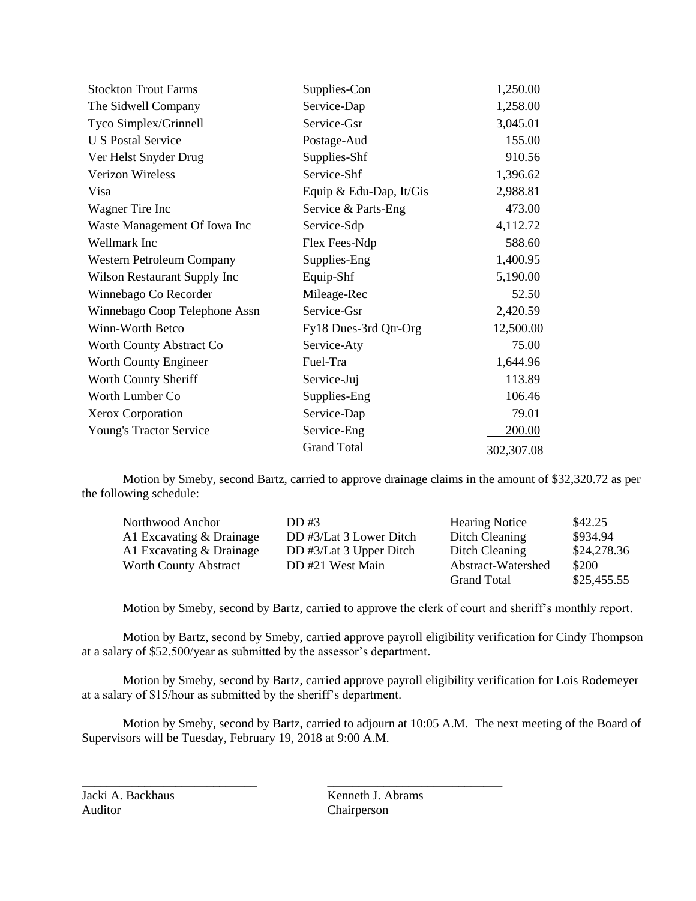| | | |
|---|---|---|
| Stockton Trout Farms | Supplies-Con | 1,250.00 |
| The Sidwell Company | Service-Dap | 1,258.00 |
| Tyco Simplex/Grinnell | Service-Gsr | 3,045.01 |
| U S Postal Service | Postage-Aud | 155.00 |
| Ver Helst Snyder Drug | Supplies-Shf | 910.56 |
| Verizon Wireless | Service-Shf | 1,396.62 |
| Visa | Equip & Edu-Dap, It/Gis | 2,988.81 |
| Wagner Tire Inc | Service & Parts-Eng | 473.00 |
| Waste Management Of Iowa Inc | Service-Sdp | 4,112.72 |
| Wellmark Inc | Flex Fees-Ndp | 588.60 |
| Western Petroleum Company | Supplies-Eng | 1,400.95 |
| Wilson Restaurant Supply Inc | Equip-Shf | 5,190.00 |
| Winnebago Co Recorder | Mileage-Rec | 52.50 |
| Winnebago Coop Telephone Assn | Service-Gsr | 2,420.59 |
| Winn-Worth Betco | Fy18 Dues-3rd Qtr-Org | 12,500.00 |
| Worth County Abstract Co | Service-Aty | 75.00 |
| Worth County Engineer | Fuel-Tra | 1,644.96 |
| Worth County Sheriff | Service-Juj | 113.89 |
| Worth Lumber Co | Supplies-Eng | 106.46 |
| Xerox Corporation | Service-Dap | 79.01 |
| Young's Tractor Service | Service-Eng | 200.00 |
| | Grand Total | 302,307.08 |

Motion by Smeby, second Bartz, carried to approve drainage claims in the amount of $32,320.72 as per the following schedule:

| | | | |
|---|---|---|---|
| Northwood Anchor | DD #3 | Hearing Notice | $42.25 |
| A1 Excavating & Drainage | DD #3/Lat 3 Lower Ditch | Ditch Cleaning | $934.94 |
| A1 Excavating & Drainage | DD #3/Lat 3 Upper Ditch | Ditch Cleaning | $24,278.36 |
| Worth County Abstract | DD #21 West Main | Abstract-Watershed | $200 |
| | | Grand Total | $25,455.55 |

Motion by Smeby, second by Bartz, carried to approve the clerk of court and sheriff's monthly report.

Motion by Bartz, second by Smeby, carried approve payroll eligibility verification for Cindy Thompson at a salary of $52,500/year as submitted by the assessor's department.

Motion by Smeby, second by Bartz, carried approve payroll eligibility verification for Lois Rodemeyer at a salary of $15/hour as submitted by the sheriff's department.

Motion by Smeby, second by Bartz, carried to adjourn at 10:05 A.M. The next meeting of the Board of Supervisors will be Tuesday, February 19, 2018 at 9:00 A.M.

\_\_\_\_\_\_\_\_\_\_\_\_\_\_\_\_\_\_\_\_\_\_\_\_\_\_\_\_ \_\_\_\_\_\_\_\_\_\_\_\_\_\_\_\_\_\_\_\_\_\_\_\_\_\_\_\_

Jacki A. Backhaus  
Auditor

Kenneth J. Abrams  
Chairperson